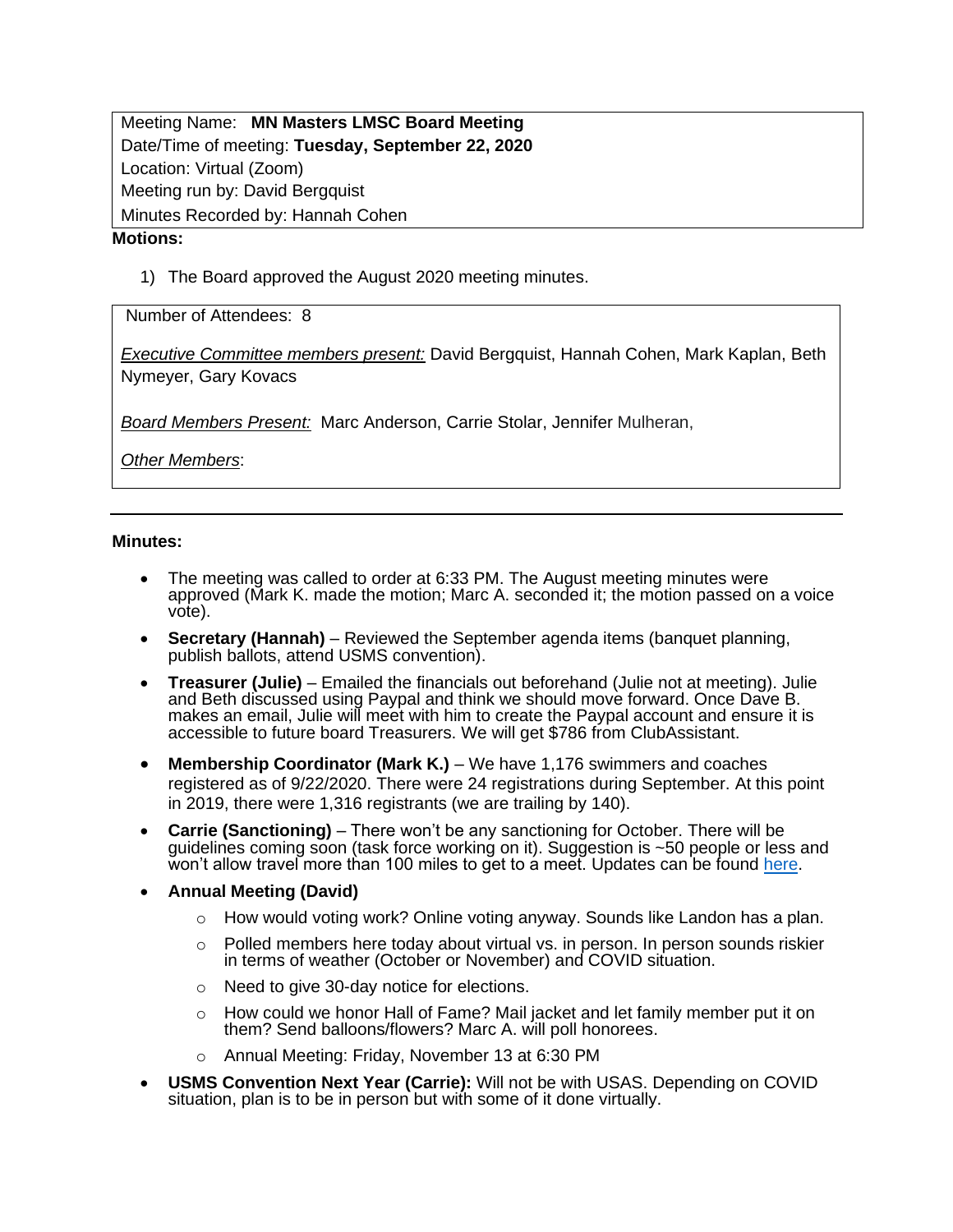| |
|---|
| Meeting Name: **MN Masters LMSC Board Meeting** |
| Date/Time of meeting: **Tuesday, September 22, 2020** |
| Location: Virtual (Zoom) |
| Meeting run by: David Bergquist |
| Minutes Recorded by: Hannah Cohen |

**Motions:**

1) The Board approved the August 2020 meeting minutes.

Number of Attendees: 8

*Executive Committee members present:* David Bergquist, Hannah Cohen, Mark Kaplan, Beth Nymeyer, Gary Kovacs

*Board Members Present:* Marc Anderson, Carrie Stolar, Jennifer Mulheran,

*Other Members*:

---

**Minutes:**

- The meeting was called to order at 6:33 PM. The August meeting minutes were approved (Mark K. made the motion; Marc A. seconded it; the motion passed on a voice vote).
- **Secretary (Hannah)** – Reviewed the September agenda items (banquet planning, publish ballots, attend USMS convention).
- **Treasurer (Julie)** – Emailed the financials out beforehand (Julie not at meeting). Julie and Beth discussed using Paypal and think we should move forward. Once Dave B. makes an email, Julie will meet with him to create the Paypal account and ensure it is accessible to future board Treasurers. We will get $786 from ClubAssistant.
- **Membership Coordinator (Mark K.)** – We have 1,176 swimmers and coaches registered as of 9/22/2020. There were 24 registrations during September. At this point in 2019, there were 1,316 registrants (we are trailing by 140).
- **Carrie (Sanctioning)** – There won't be any sanctioning for October. There will be guidelines coming soon (task force working on it). Suggestion is ~50 people or less and won't allow travel more than 100 miles to get to a meet. Updates can be found here.
- **Annual Meeting (David)**
  - How would voting work? Online voting anyway. Sounds like Landon has a plan.
  - Polled members here today about virtual vs. in person. In person sounds riskier in terms of weather (October or November) and COVID situation.
  - Need to give 30-day notice for elections.
  - How could we honor Hall of Fame? Mail jacket and let family member put it on them? Send balloons/flowers? Marc A. will poll honorees.
  - Annual Meeting: Friday, November 13 at 6:30 PM
- **USMS Convention Next Year (Carrie):** Will not be with USAS. Depending on COVID situation, plan is to be in person but with some of it done virtually.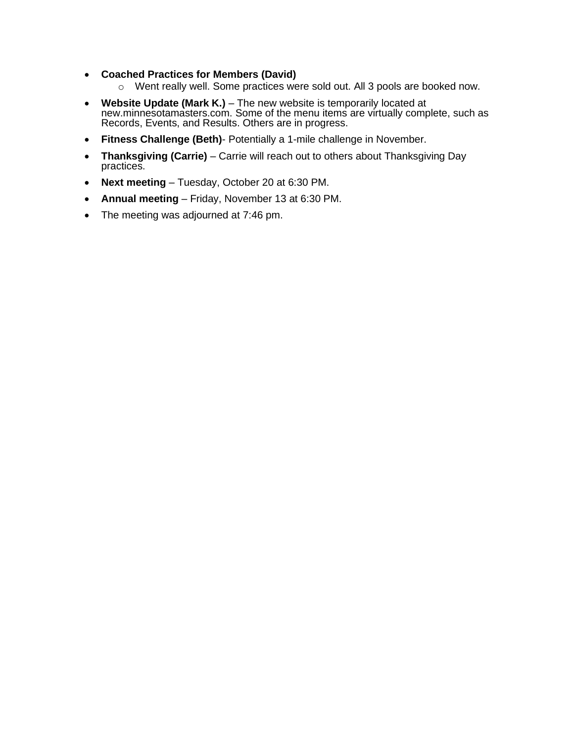- **Coached Practices for Members (David)**
  - Went really well. Some practices were sold out. All 3 pools are booked now.
- **Website Update (Mark K.)** – The new website is temporarily located at new.minnesotamasters.com. Some of the menu items are virtually complete, such as Records, Events, and Results. Others are in progress.
- **Fitness Challenge (Beth)**- Potentially a 1-mile challenge in November.
- **Thanksgiving (Carrie)** – Carrie will reach out to others about Thanksgiving Day practices.
- **Next meeting** – Tuesday, October 20 at 6:30 PM.
- **Annual meeting** – Friday, November 13 at 6:30 PM.
- The meeting was adjourned at 7:46 pm.